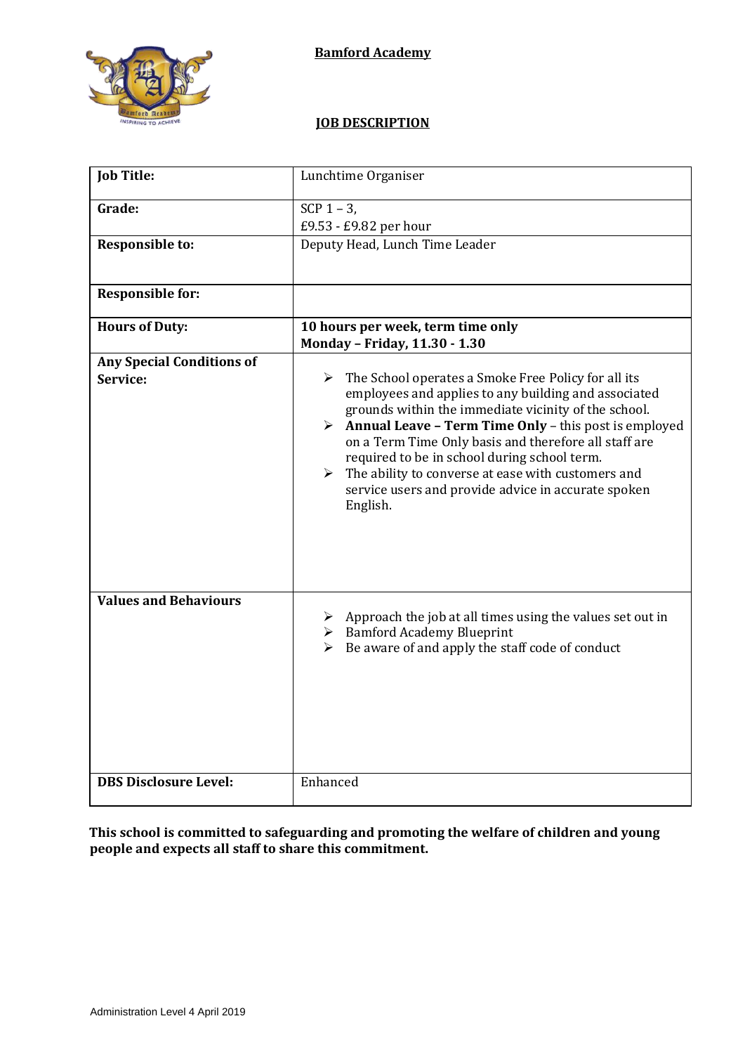**Bamford Academy**

**JOB DESCRIPTION**

| | |
|---|---|
| **Job Title:** | Lunchtime Organiser |
| **Grade:** | SCP 1 – 3,<br>£9.53 - £9.82 per hour |
| **Responsible to:** | Deputy Head, Lunch Time Leader |
| **Responsible for:** | |
| **Hours of Duty:** | **10 hours per week, term time only**<br>**Monday – Friday, 11.30 - 1.30** |
| **Any Special Conditions of Service:** | ➢ The School operates a Smoke Free Policy for all its employees and applies to any building and associated grounds within the immediate vicinity of the school.<br>➢ **Annual Leave – Term Time Only** – this post is employed on a Term Time Only basis and therefore all staff are required to be in school during school term.<br>➢ The ability to converse at ease with customers and service users and provide advice in accurate spoken English. |
| **Values and Behaviours** | ➢ Approach the job at all times using the values set out in<br>➢ Bamford Academy Blueprint<br>➢ Be aware of and apply the staff code of conduct |
| **DBS Disclosure Level:** | Enhanced |

**This school is committed to safeguarding and promoting the welfare of children and young people and expects all staff to share this commitment.**

Administration Level 4 April 2019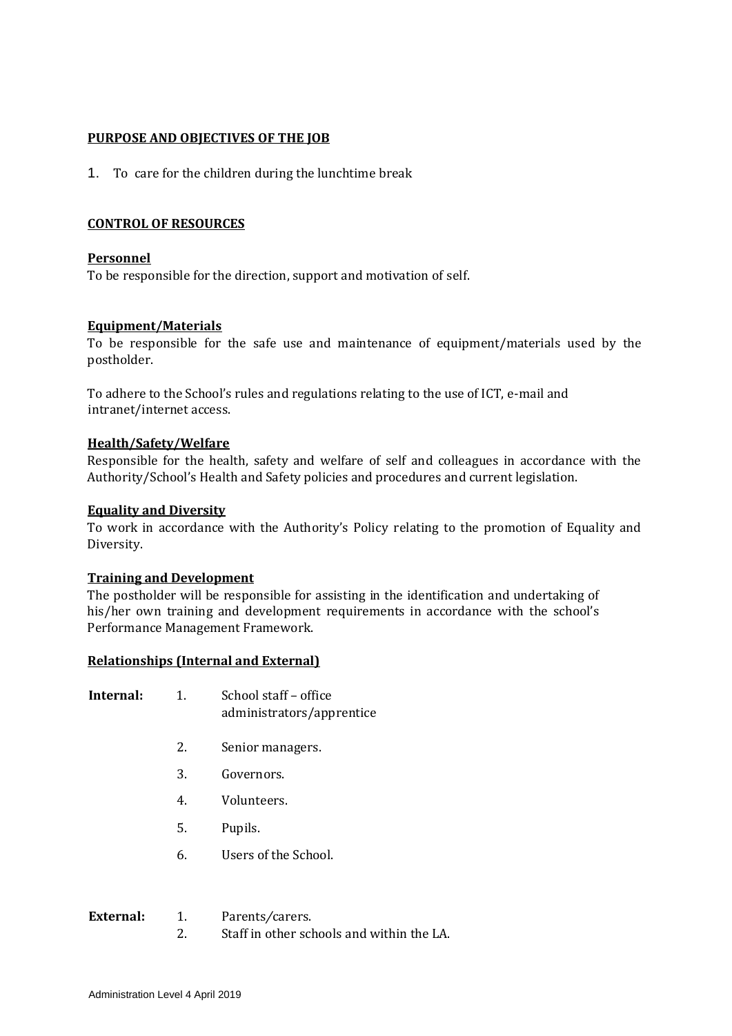**PURPOSE AND OBJECTIVES OF THE JOB**

1. To care for the children during the lunchtime break

**CONTROL OF RESOURCES**

**Personnel**

To be responsible for the direction, support and motivation of self.

**Equipment/Materials**

To be responsible for the safe use and maintenance of equipment/materials used by the postholder.

To adhere to the School's rules and regulations relating to the use of ICT, e-mail and intranet/internet access.

**Health/Safety/Welfare**

Responsible for the health, safety and welfare of self and colleagues in accordance with the Authority/School's Health and Safety policies and procedures and current legislation.

**Equality and Diversity**

To work in accordance with the Authority's Policy relating to the promotion of Equality and Diversity.

**Training and Development**

The postholder will be responsible for assisting in the identification and undertaking of his/her own training and development requirements in accordance with the school's Performance Management Framework.

**Relationships (Internal and External)**

**Internal:**

1. School staff – office administrators/apprentice
2. Senior managers.
3. Governors.
4. Volunteers.
5. Pupils.
6. Users of the School.

**External:**

1. Parents/carers.
2. Staff in other schools and within the LA.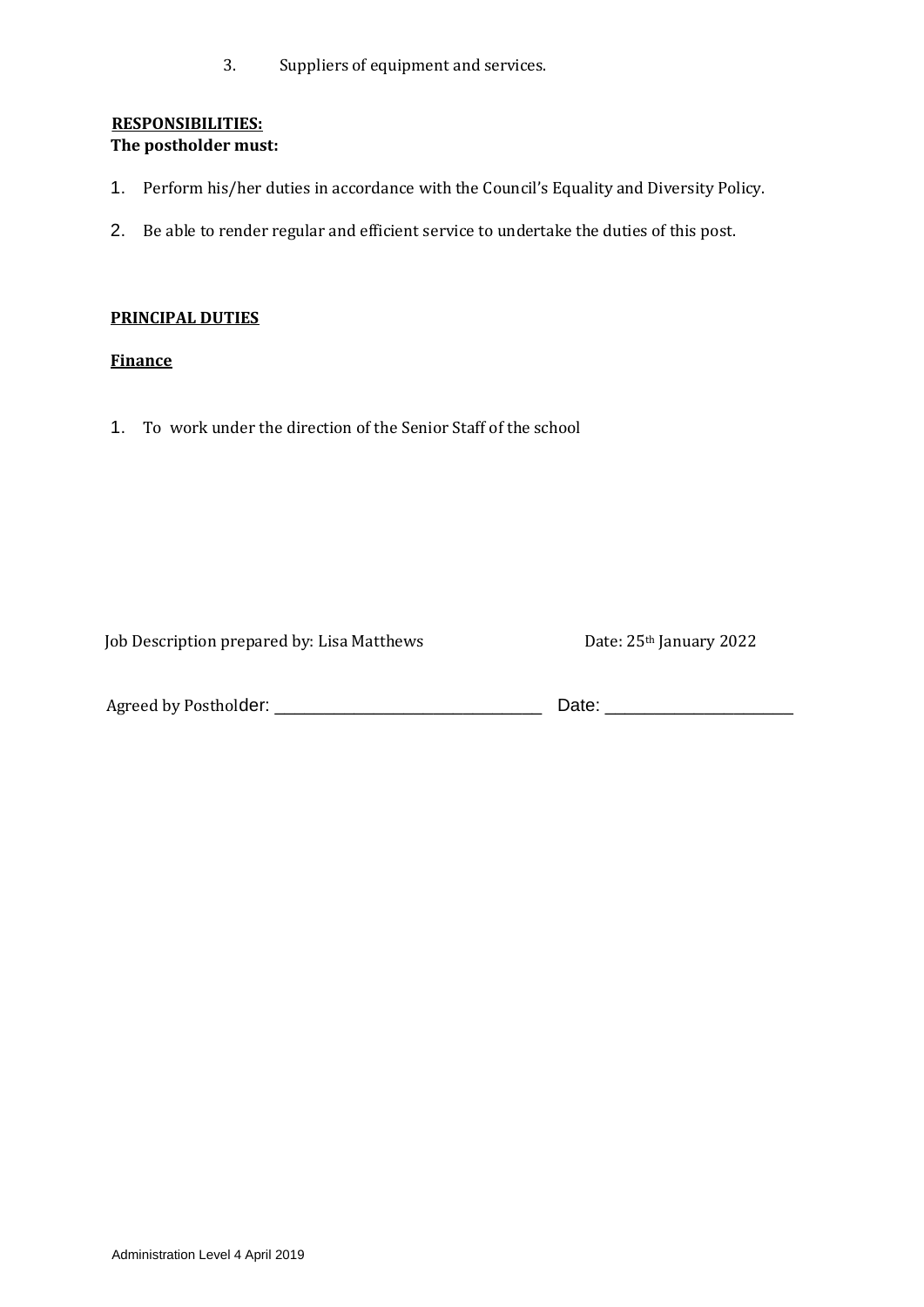3. Suppliers of equipment and services.

**RESPONSIBILITIES:**
**The postholder must:**

1. Perform his/her duties in accordance with the Council's Equality and Diversity Policy.
2. Be able to render regular and efficient service to undertake the duties of this post.

**PRINCIPAL DUTIES**

**Finance**

1. To work under the direction of the Senior Staff of the school

Job Description prepared by: Lisa Matthews Date: 25th January 2022

Agreed by Postholder: ________________________________ Date: ______________________

Administration Level 4 April 2019